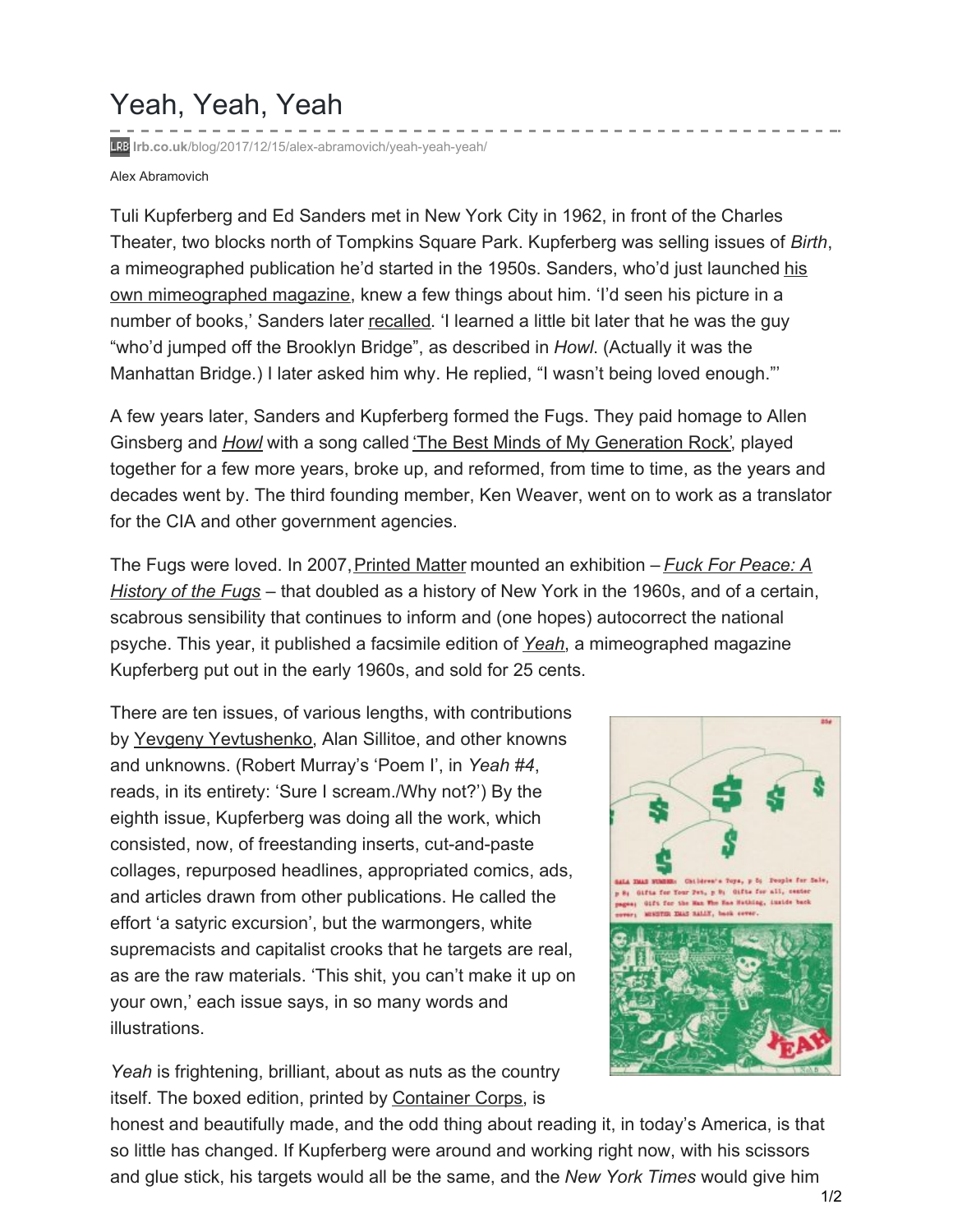# Yeah, Yeah, Yeah

lrb.co.uk/blog/2017/12/15/alex-abramovich/yeah-yeah-yeah/

Alex Abramovich

Tuli Kupferberg and Ed Sanders met in New York City in 1962, in front of the Charles Theater, two blocks north of Tompkins Square Park. Kupferberg was selling issues of *Birth*, a mimeographed publication he'd started in the 1950s. Sanders, who'd just launched his own mimeographed magazine, knew a few things about him. 'I'd seen his picture in a number of books,' Sanders later recalled. 'I learned a little bit later that he was the guy "who'd jumped off the Brooklyn Bridge", as described in *Howl*. (Actually it was the Manhattan Bridge.) I later asked him why. He replied, "I wasn't being loved enough."'

A few years later, Sanders and Kupferberg formed the Fugs. They paid homage to Allen Ginsberg and *Howl* with a song called 'The Best Minds of My Generation Rock', played together for a few more years, broke up, and reformed, from time to time, as the years and decades went by. The third founding member, Ken Weaver, went on to work as a translator for the CIA and other government agencies.

The Fugs were loved. In 2007, Printed Matter mounted an exhibition – *Fuck For Peace: A History of the Fugs* – that doubled as a history of New York in the 1960s, and of a certain, scabrous sensibility that continues to inform and (one hopes) autocorrect the national psyche. This year, it published a facsimile edition of *Yeah*, a mimeographed magazine Kupferberg put out in the early 1960s, and sold for 25 cents.

There are ten issues, of various lengths, with contributions by Yevgeny Yevtushenko, Alan Sillitoe, and other knowns and unknowns. (Robert Murray's 'Poem I', in *Yeah #4*, reads, in its entirety: 'Sure I scream./Why not?') By the eighth issue, Kupferberg was doing all the work, which consisted, now, of freestanding inserts, cut-and-paste collages, repurposed headlines, appropriated comics, ads, and articles drawn from other publications. He called the effort 'a satyric excursion', but the warmongers, white supremacists and capitalist crooks that he targets are real, as are the raw materials. 'This shit, you can't make it up on your own,' each issue says, in so many words and illustrations.

*Yeah* is frightening, brilliant, about as nuts as the country itself. The boxed edition, printed by Container Corps, is honest and beautifully made, and the odd thing about reading it, in today's America, is that so little has changed. If Kupferberg were around and working right now, with his scissors and glue stick, his targets would all be the same, and the *New York Times* would give him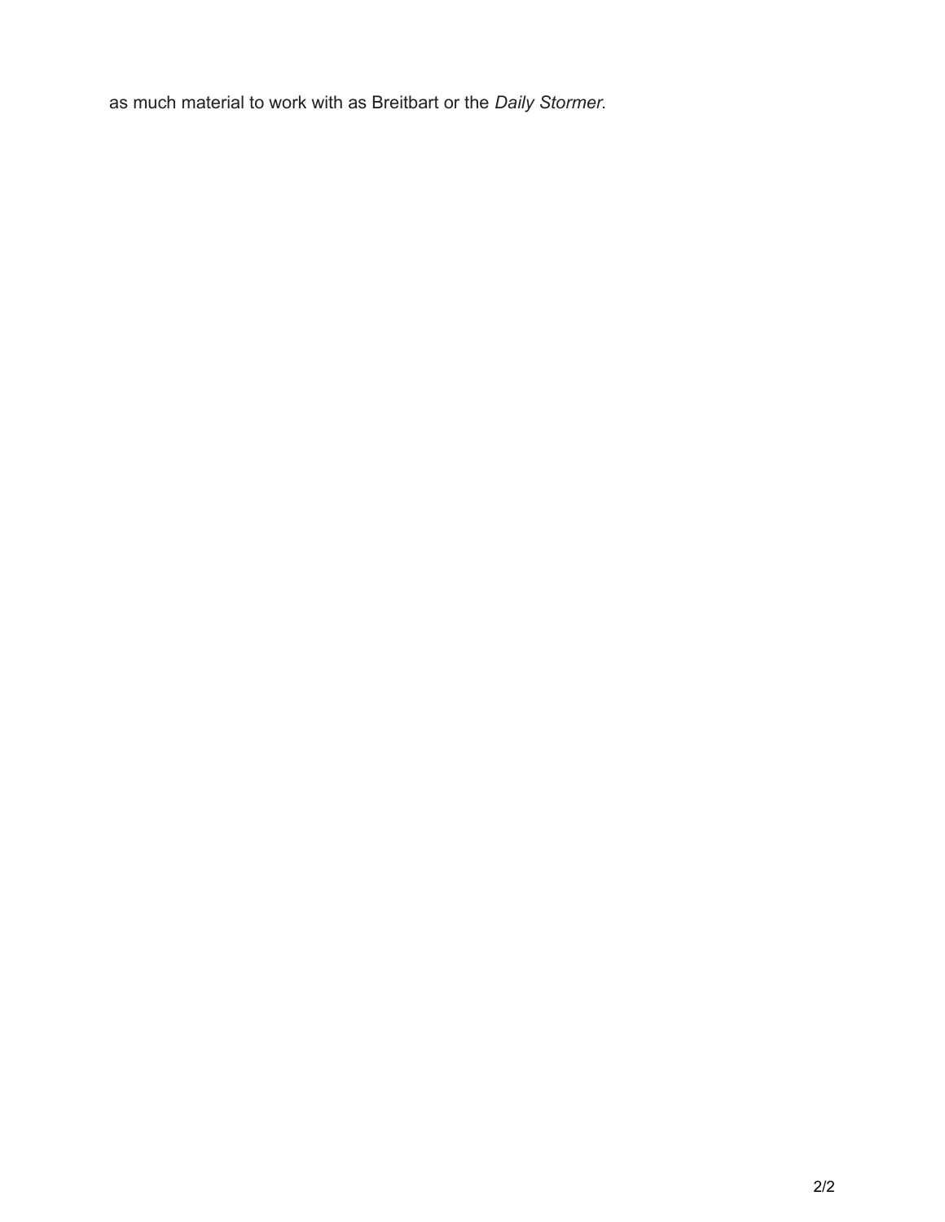as much material to work with as Breitbart or the *Daily Stormer*.